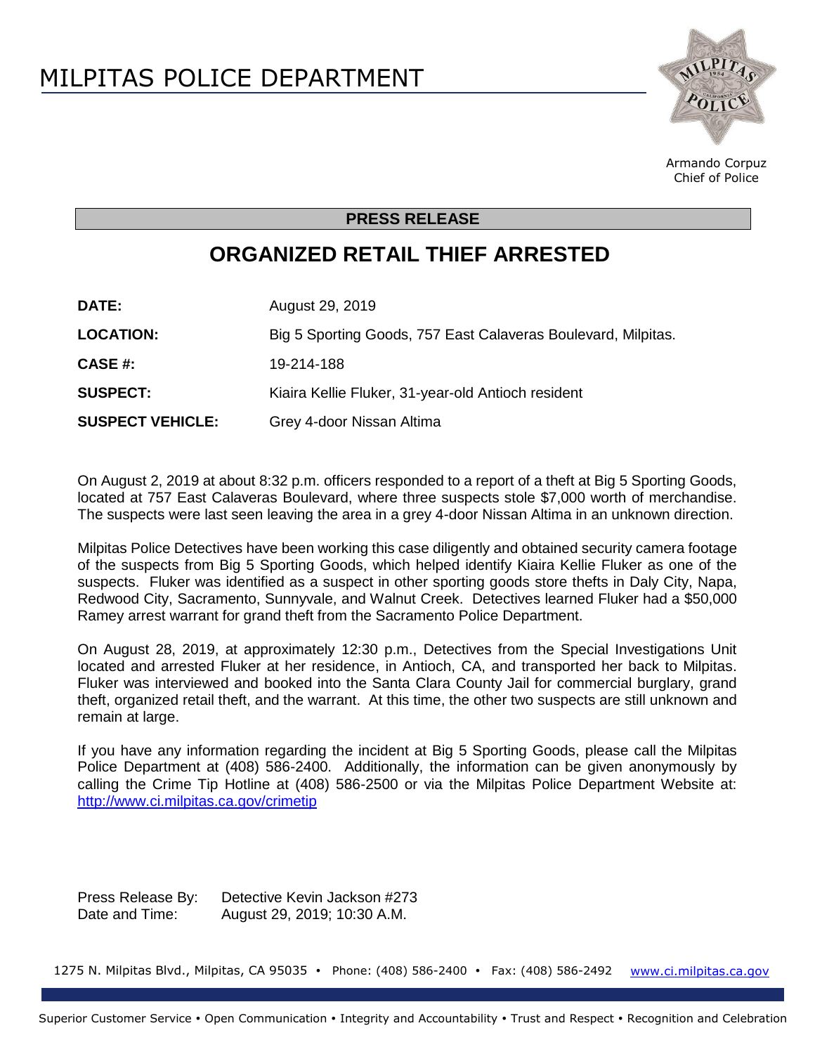# MILPITAS POLICE DEPARTMENT

Armando Corpuz
Chief of Police

**PRESS RELEASE**

## ORGANIZED RETAIL THIEF ARRESTED

| | |
|---|---|
| **DATE:** | August 29, 2019 |
| **LOCATION:** | Big 5 Sporting Goods, 757 East Calaveras Boulevard, Milpitas. |
| **CASE #:** | 19-214-188 |
| **SUSPECT:** | Kiaira Kellie Fluker, 31-year-old Antioch resident |
| **SUSPECT VEHICLE:** | Grey 4-door Nissan Altima |

On August 2, 2019 at about 8:32 p.m. officers responded to a report of a theft at Big 5 Sporting Goods, located at 757 East Calaveras Boulevard, where three suspects stole $7,000 worth of merchandise. The suspects were last seen leaving the area in a grey 4-door Nissan Altima in an unknown direction.

Milpitas Police Detectives have been working this case diligently and obtained security camera footage of the suspects from Big 5 Sporting Goods, which helped identify Kiaira Kellie Fluker as one of the suspects. Fluker was identified as a suspect in other sporting goods store thefts in Daly City, Napa, Redwood City, Sacramento, Sunnyvale, and Walnut Creek. Detectives learned Fluker had a $50,000 Ramey arrest warrant for grand theft from the Sacramento Police Department.

On August 28, 2019, at approximately 12:30 p.m., Detectives from the Special Investigations Unit located and arrested Fluker at her residence, in Antioch, CA, and transported her back to Milpitas. Fluker was interviewed and booked into the Santa Clara County Jail for commercial burglary, grand theft, organized retail theft, and the warrant. At this time, the other two suspects are still unknown and remain at large.

If you have any information regarding the incident at Big 5 Sporting Goods, please call the Milpitas Police Department at (408) 586-2400. Additionally, the information can be given anonymously by calling the Crime Tip Hotline at (408) 586-2500 or via the Milpitas Police Department Website at: http://www.ci.milpitas.ca.gov/crimetip

Press Release By: Detective Kevin Jackson #273
Date and Time: August 29, 2019; 10:30 A.M.

1275 N. Milpitas Blvd., Milpitas, CA 95035 • Phone: (408) 586-2400 • Fax: (408) 586-2492 www.ci.milpitas.ca.gov

Superior Customer Service • Open Communication • Integrity and Accountability • Trust and Respect • Recognition and Celebration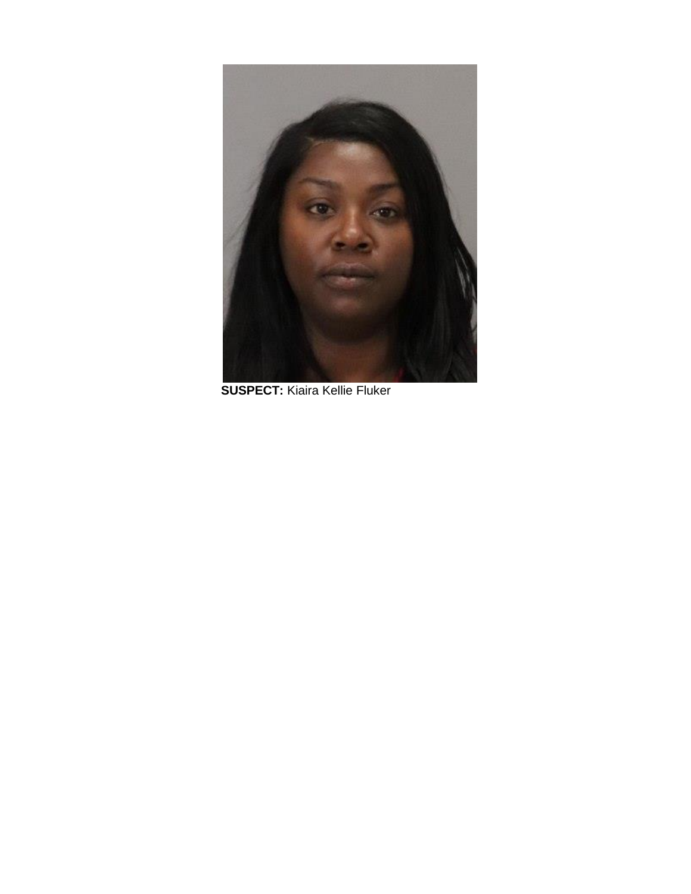**SUSPECT:** Kiaira Kellie Fluker